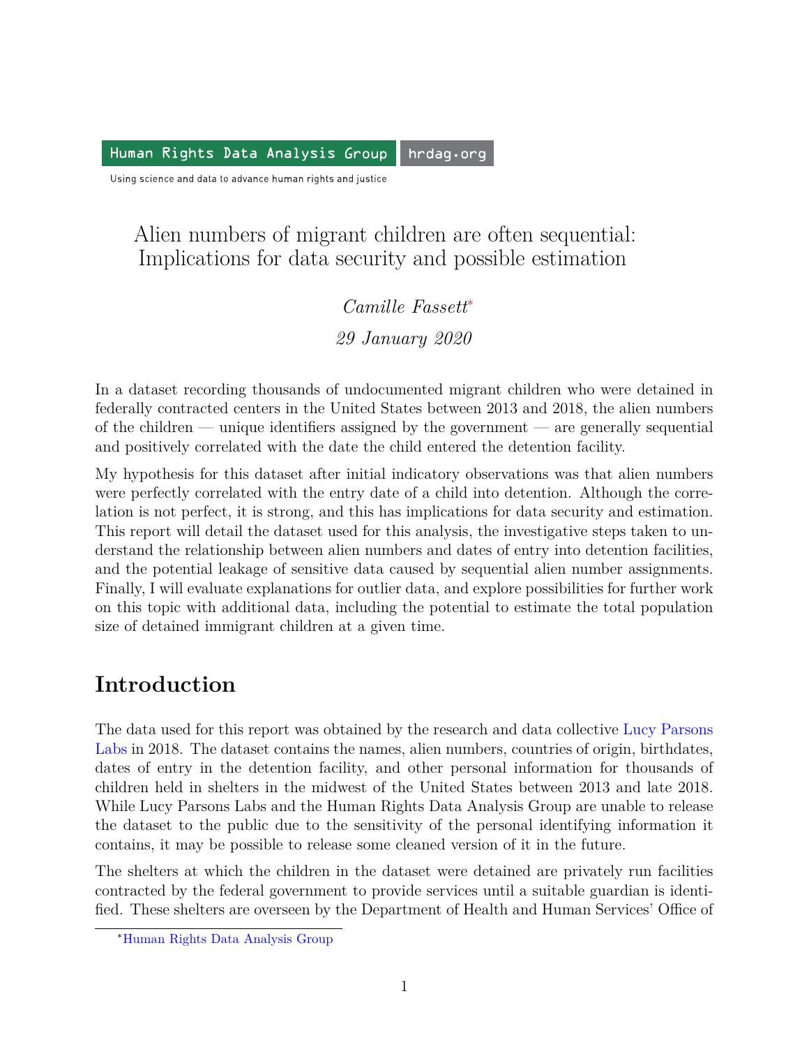Human Rights Data Analysis Group | hrdag.org

Using science and data to advance human rights and justice

# Alien numbers of migrant children are often sequential: Implications for data security and possible estimation

*Camille Fassett*[*]

*29 January 2020*

In a dataset recording thousands of undocumented migrant children who were detained in federally contracted centers in the United States between 2013 and 2018, the alien numbers of the children — unique identifiers assigned by the government — are generally sequential and positively correlated with the date the child entered the detention facility.

My hypothesis for this dataset after initial indicatory observations was that alien numbers were perfectly correlated with the entry date of a child into detention. Although the correlation is not perfect, it is strong, and this has implications for data security and estimation. This report will detail the dataset used for this analysis, the investigative steps taken to understand the relationship between alien numbers and dates of entry into detention facilities, and the potential leakage of sensitive data caused by sequential alien number assignments. Finally, I will evaluate explanations for outlier data, and explore possibilities for further work on this topic with additional data, including the potential to estimate the total population size of detained immigrant children at a given time.

## Introduction

The data used for this report was obtained by the research and data collective Lucy Parsons Labs in 2018. The dataset contains the names, alien numbers, countries of origin, birthdates, dates of entry in the detention facility, and other personal information for thousands of children held in shelters in the midwest of the United States between 2013 and late 2018. While Lucy Parsons Labs and the Human Rights Data Analysis Group are unable to release the dataset to the public due to the sensitivity of the personal identifying information it contains, it may be possible to release some cleaned version of it in the future.

The shelters at which the children in the dataset were detained are privately run facilities contracted by the federal government to provide services until a suitable guardian is identified. These shelters are overseen by the Department of Health and Human Services' Office of

[*] Human Rights Data Analysis Group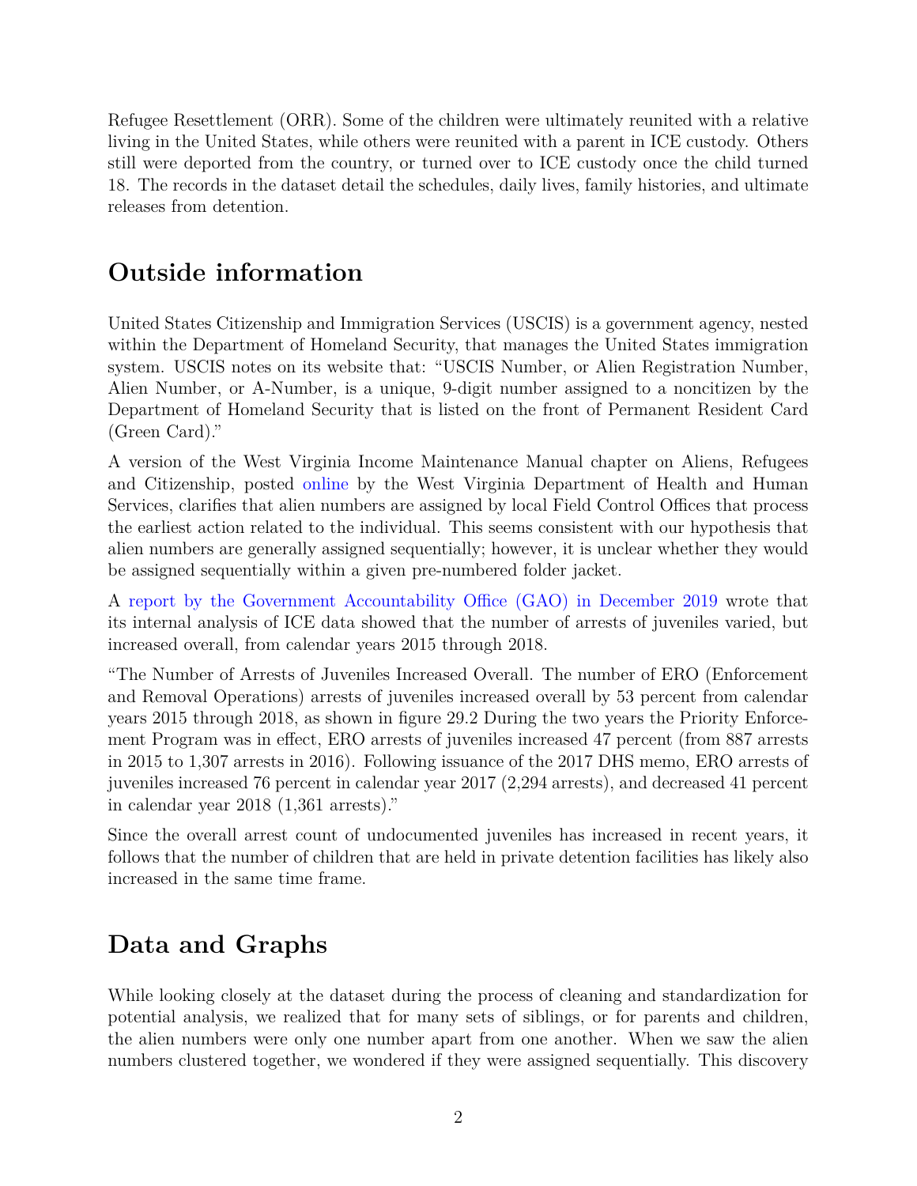Refugee Resettlement (ORR). Some of the children were ultimately reunited with a relative living in the United States, while others were reunited with a parent in ICE custody. Others still were deported from the country, or turned over to ICE custody once the child turned 18. The records in the dataset detail the schedules, daily lives, family histories, and ultimate releases from detention.

## Outside information

United States Citizenship and Immigration Services (USCIS) is a government agency, nested within the Department of Homeland Security, that manages the United States immigration system. USCIS notes on its website that: "USCIS Number, or Alien Registration Number, Alien Number, or A-Number, is a unique, 9-digit number assigned to a noncitizen by the Department of Homeland Security that is listed on the front of Permanent Resident Card (Green Card)."

A version of the West Virginia Income Maintenance Manual chapter on Aliens, Refugees and Citizenship, posted online by the West Virginia Department of Health and Human Services, clarifies that alien numbers are assigned by local Field Control Offices that process the earliest action related to the individual. This seems consistent with our hypothesis that alien numbers are generally assigned sequentially; however, it is unclear whether they would be assigned sequentially within a given pre-numbered folder jacket.

A report by the Government Accountability Office (GAO) in December 2019 wrote that its internal analysis of ICE data showed that the number of arrests of juveniles varied, but increased overall, from calendar years 2015 through 2018.

"The Number of Arrests of Juveniles Increased Overall. The number of ERO (Enforcement and Removal Operations) arrests of juveniles increased overall by 53 percent from calendar years 2015 through 2018, as shown in figure 29.2 During the two years the Priority Enforcement Program was in effect, ERO arrests of juveniles increased 47 percent (from 887 arrests in 2015 to 1,307 arrests in 2016). Following issuance of the 2017 DHS memo, ERO arrests of juveniles increased 76 percent in calendar year 2017 (2,294 arrests), and decreased 41 percent in calendar year 2018 (1,361 arrests)."

Since the overall arrest count of undocumented juveniles has increased in recent years, it follows that the number of children that are held in private detention facilities has likely also increased in the same time frame.

## Data and Graphs

While looking closely at the dataset during the process of cleaning and standardization for potential analysis, we realized that for many sets of siblings, or for parents and children, the alien numbers were only one number apart from one another. When we saw the alien numbers clustered together, we wondered if they were assigned sequentially. This discovery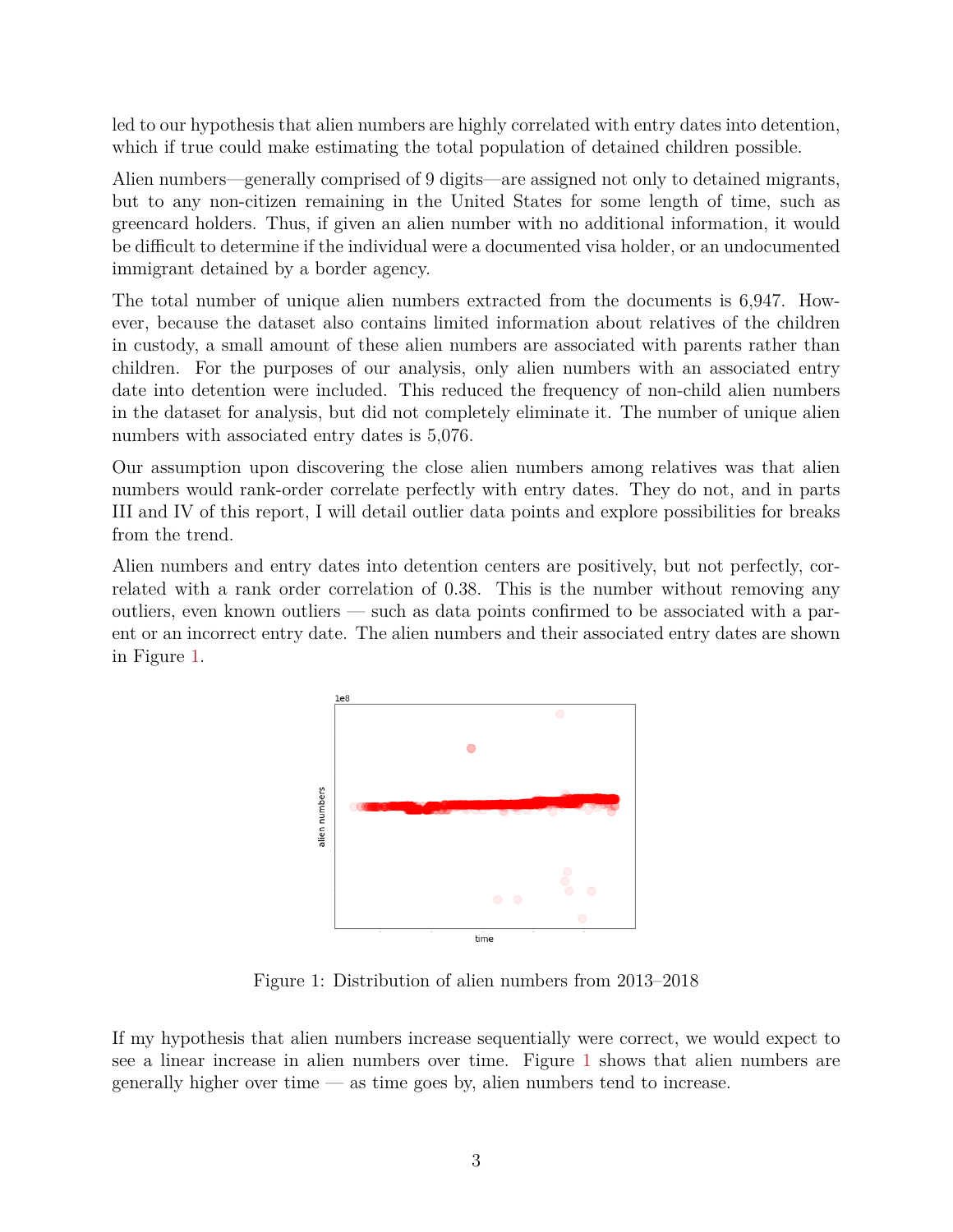led to our hypothesis that alien numbers are highly correlated with entry dates into detention, which if true could make estimating the total population of detained children possible.

Alien numbers—generally comprised of 9 digits—are assigned not only to detained migrants, but to any non-citizen remaining in the United States for some length of time, such as greencard holders. Thus, if given an alien number with no additional information, it would be difficult to determine if the individual were a documented visa holder, or an undocumented immigrant detained by a border agency.

The total number of unique alien numbers extracted from the documents is 6,947. However, because the dataset also contains limited information about relatives of the children in custody, a small amount of these alien numbers are associated with parents rather than children. For the purposes of our analysis, only alien numbers with an associated entry date into detention were included. This reduced the frequency of non-child alien numbers in the dataset for analysis, but did not completely eliminate it. The number of unique alien numbers with associated entry dates is 5,076.

Our assumption upon discovering the close alien numbers among relatives was that alien numbers would rank-order correlate perfectly with entry dates. They do not, and in parts III and IV of this report, I will detail outlier data points and explore possibilities for breaks from the trend.

Alien numbers and entry dates into detention centers are positively, but not perfectly, correlated with a rank order correlation of 0.38. This is the number without removing any outliers, even known outliers — such as data points confirmed to be associated with a parent or an incorrect entry date. The alien numbers and their associated entry dates are shown in Figure 1.

Figure 1: Distribution of alien numbers from 2013–2018

If my hypothesis that alien numbers increase sequentially were correct, we would expect to see a linear increase in alien numbers over time. Figure 1 shows that alien numbers are generally higher over time — as time goes by, alien numbers tend to increase.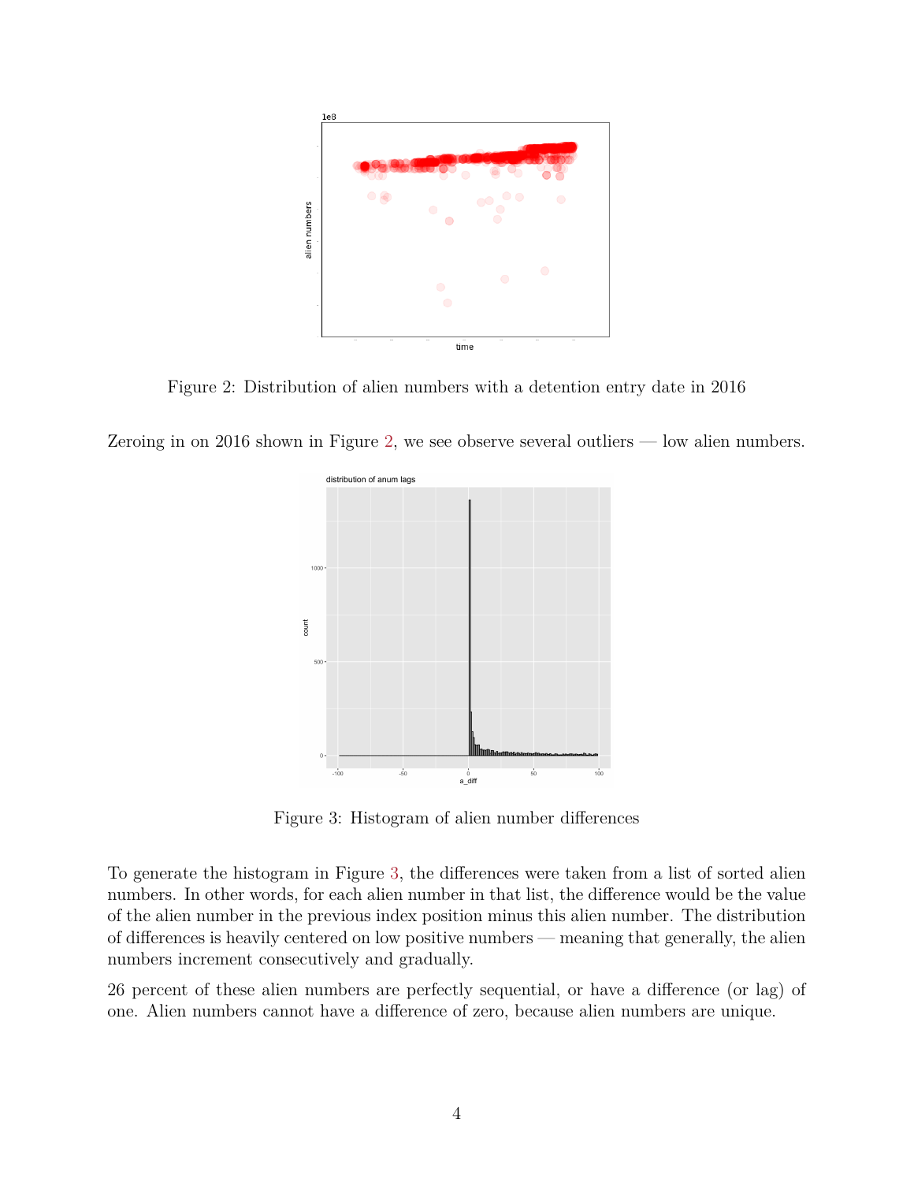Figure 2: Distribution of alien numbers with a detention entry date in 2016

Zeroing in on 2016 shown in Figure 2, we see observe several outliers — low alien numbers.

Figure 3: Histogram of alien number differences

To generate the histogram in Figure 3, the differences were taken from a list of sorted alien numbers. In other words, for each alien number in that list, the difference would be the value of the alien number in the previous index position minus this alien number. The distribution of differences is heavily centered on low positive numbers — meaning that generally, the alien numbers increment consecutively and gradually.

26 percent of these alien numbers are perfectly sequential, or have a difference (or lag) of one. Alien numbers cannot have a difference of zero, because alien numbers are unique.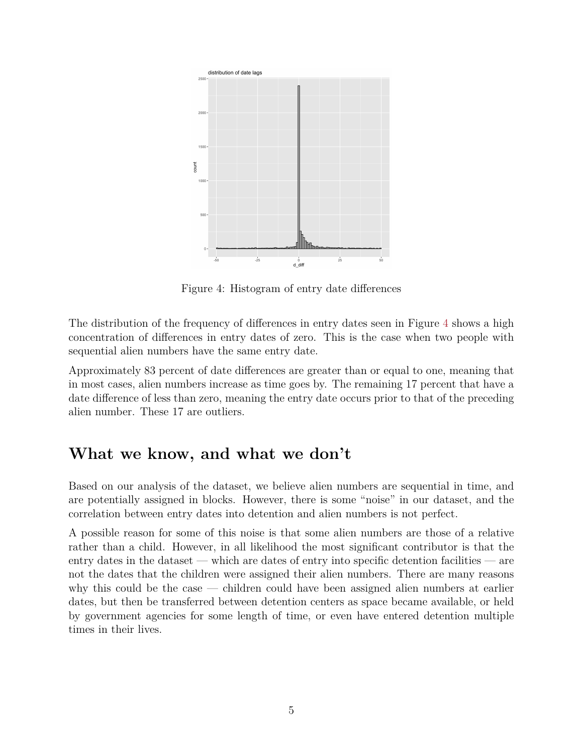Figure 4: Histogram of entry date differences

The distribution of the frequency of differences in entry dates seen in Figure 4 shows a high concentration of differences in entry dates of zero. This is the case when two people with sequential alien numbers have the same entry date.

Approximately 83 percent of date differences are greater than or equal to one, meaning that in most cases, alien numbers increase as time goes by. The remaining 17 percent that have a date difference of less than zero, meaning the entry date occurs prior to that of the preceding alien number. These 17 are outliers.

## What we know, and what we don't

Based on our analysis of the dataset, we believe alien numbers are sequential in time, and are potentially assigned in blocks. However, there is some "noise" in our dataset, and the correlation between entry dates into detention and alien numbers is not perfect.

A possible reason for some of this noise is that some alien numbers are those of a relative rather than a child. However, in all likelihood the most significant contributor is that the entry dates in the dataset — which are dates of entry into specific detention facilities — are not the dates that the children were assigned their alien numbers. There are many reasons why this could be the case — children could have been assigned alien numbers at earlier dates, but then be transferred between detention centers as space became available, or held by government agencies for some length of time, or even have entered detention multiple times in their lives.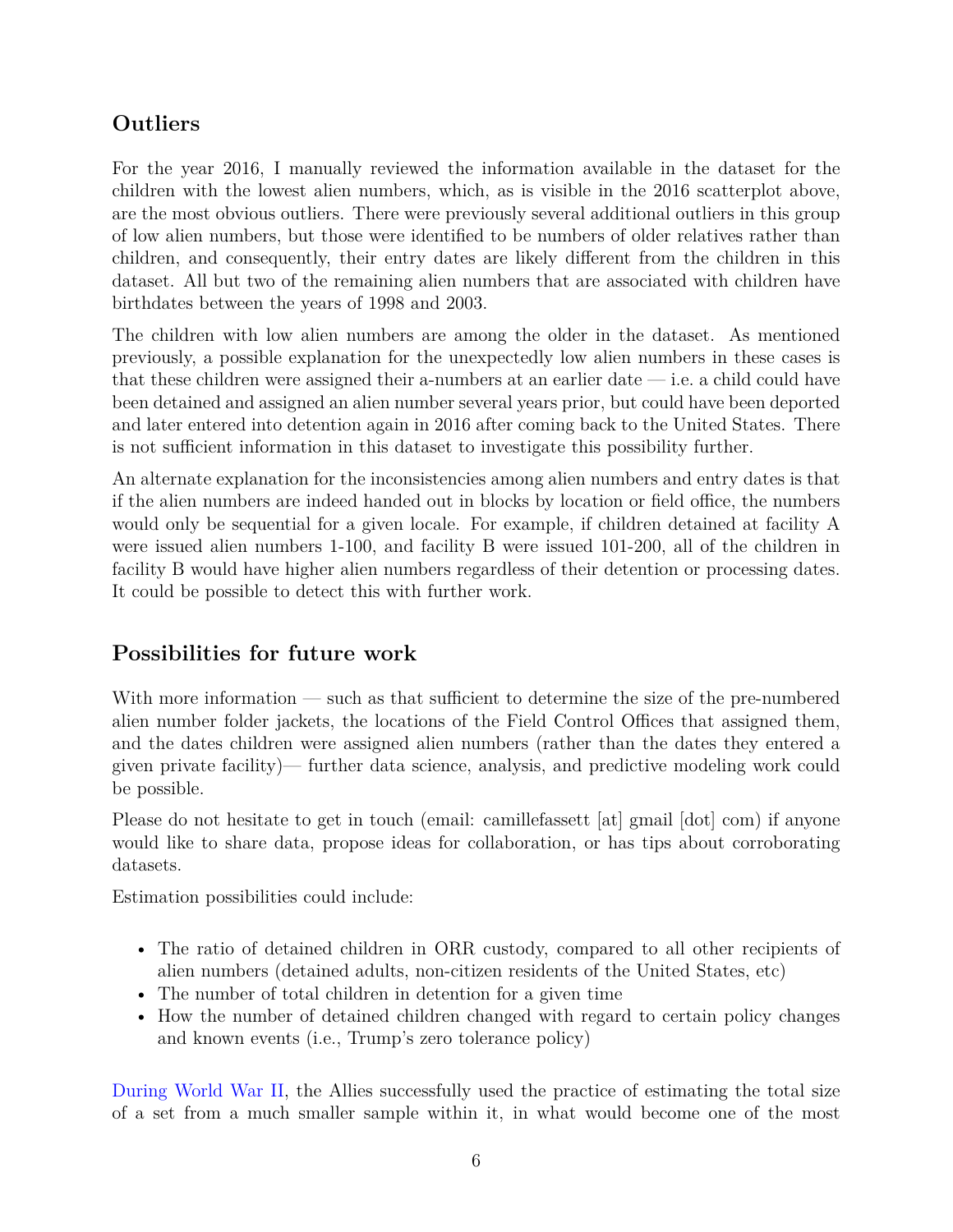## Outliers

For the year 2016, I manually reviewed the information available in the dataset for the children with the lowest alien numbers, which, as is visible in the 2016 scatterplot above, are the most obvious outliers. There were previously several additional outliers in this group of low alien numbers, but those were identified to be numbers of older relatives rather than children, and consequently, their entry dates are likely different from the children in this dataset. All but two of the remaining alien numbers that are associated with children have birthdates between the years of 1998 and 2003.

The children with low alien numbers are among the older in the dataset. As mentioned previously, a possible explanation for the unexpectedly low alien numbers in these cases is that these children were assigned their a-numbers at an earlier date — i.e. a child could have been detained and assigned an alien number several years prior, but could have been deported and later entered into detention again in 2016 after coming back to the United States. There is not sufficient information in this dataset to investigate this possibility further.

An alternate explanation for the inconsistencies among alien numbers and entry dates is that if the alien numbers are indeed handed out in blocks by location or field office, the numbers would only be sequential for a given locale. For example, if children detained at facility A were issued alien numbers 1-100, and facility B were issued 101-200, all of the children in facility B would have higher alien numbers regardless of their detention or processing dates. It could be possible to detect this with further work.

## Possibilities for future work

With more information — such as that sufficient to determine the size of the pre-numbered alien number folder jackets, the locations of the Field Control Offices that assigned them, and the dates children were assigned alien numbers (rather than the dates they entered a given private facility)— further data science, analysis, and predictive modeling work could be possible.

Please do not hesitate to get in touch (email: camillefassett [at] gmail [dot] com) if anyone would like to share data, propose ideas for collaboration, or has tips about corroborating datasets.

Estimation possibilities could include:

- The ratio of detained children in ORR custody, compared to all other recipients of alien numbers (detained adults, non-citizen residents of the United States, etc)
- The number of total children in detention for a given time
- How the number of detained children changed with regard to certain policy changes and known events (i.e., Trump's zero tolerance policy)

During World War II, the Allies successfully used the practice of estimating the total size of a set from a much smaller sample within it, in what would become one of the most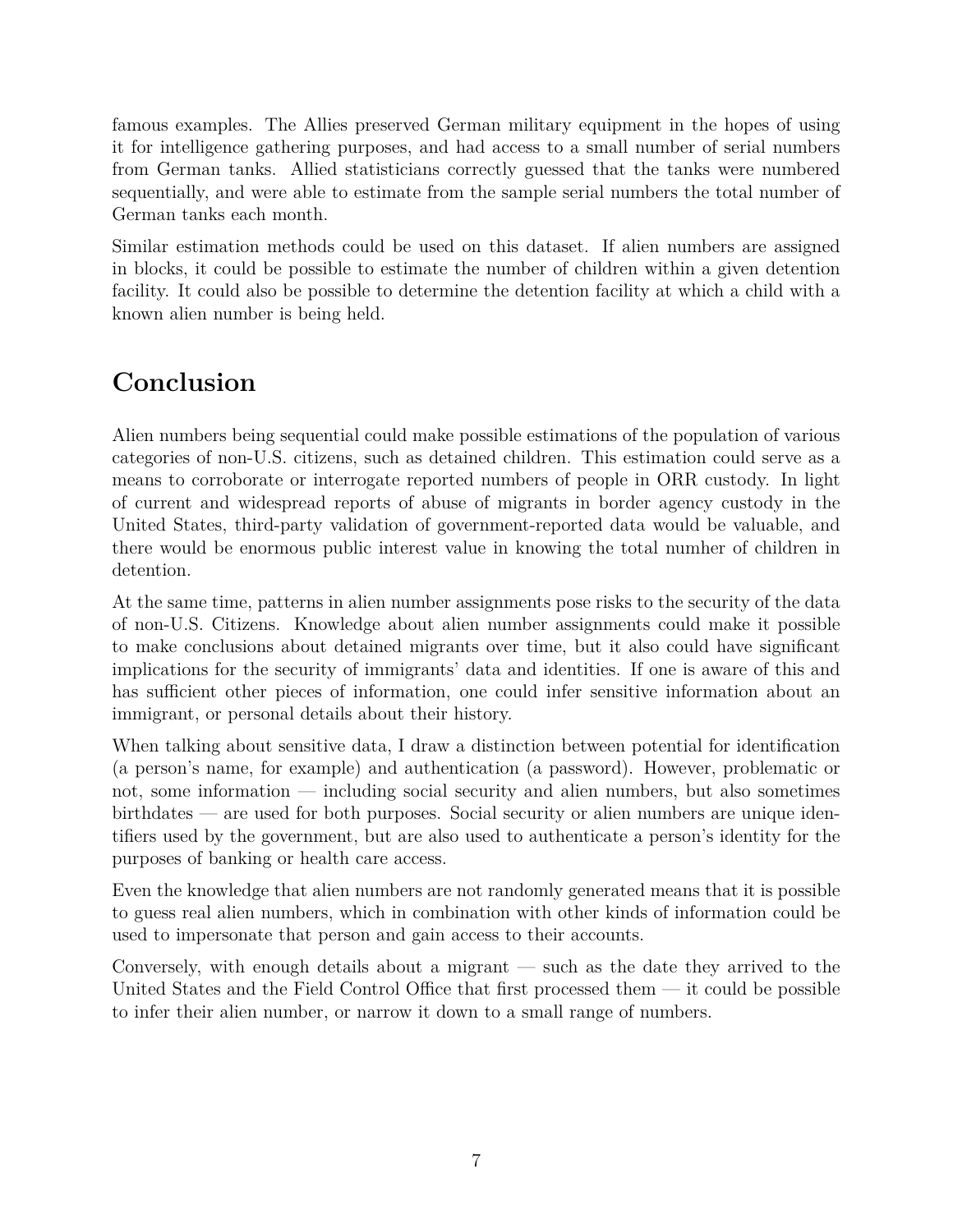famous examples. The Allies preserved German military equipment in the hopes of using it for intelligence gathering purposes, and had access to a small number of serial numbers from German tanks. Allied statisticians correctly guessed that the tanks were numbered sequentially, and were able to estimate from the sample serial numbers the total number of German tanks each month.

Similar estimation methods could be used on this dataset. If alien numbers are assigned in blocks, it could be possible to estimate the number of children within a given detention facility. It could also be possible to determine the detention facility at which a child with a known alien number is being held.

## Conclusion

Alien numbers being sequential could make possible estimations of the population of various categories of non-U.S. citizens, such as detained children. This estimation could serve as a means to corroborate or interrogate reported numbers of people in ORR custody. In light of current and widespread reports of abuse of migrants in border agency custody in the United States, third-party validation of government-reported data would be valuable, and there would be enormous public interest value in knowing the total numher of children in detention.

At the same time, patterns in alien number assignments pose risks to the security of the data of non-U.S. Citizens. Knowledge about alien number assignments could make it possible to make conclusions about detained migrants over time, but it also could have significant implications for the security of immigrants' data and identities. If one is aware of this and has sufficient other pieces of information, one could infer sensitive information about an immigrant, or personal details about their history.

When talking about sensitive data, I draw a distinction between potential for identification (a person's name, for example) and authentication (a password). However, problematic or not, some information — including social security and alien numbers, but also sometimes birthdates — are used for both purposes. Social security or alien numbers are unique identifiers used by the government, but are also used to authenticate a person's identity for the purposes of banking or health care access.

Even the knowledge that alien numbers are not randomly generated means that it is possible to guess real alien numbers, which in combination with other kinds of information could be used to impersonate that person and gain access to their accounts.

Conversely, with enough details about a migrant — such as the date they arrived to the United States and the Field Control Office that first processed them — it could be possible to infer their alien number, or narrow it down to a small range of numbers.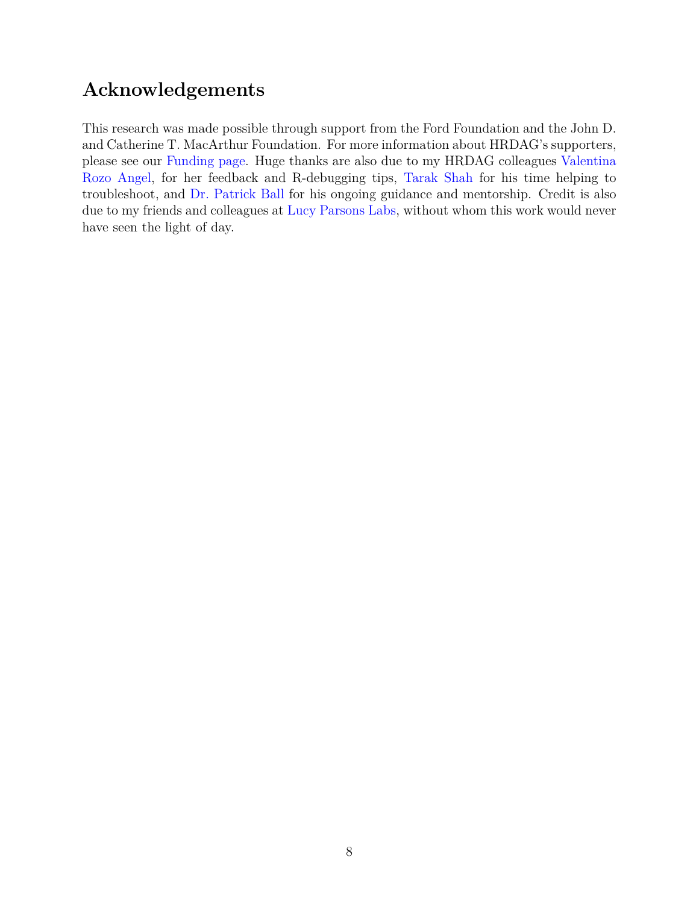## Acknowledgements

This research was made possible through support from the Ford Foundation and the John D. and Catherine T. MacArthur Foundation. For more information about HRDAG's supporters, please see our Funding page. Huge thanks are also due to my HRDAG colleagues Valentina Rozo Angel, for her feedback and R-debugging tips, Tarak Shah for his time helping to troubleshoot, and Dr. Patrick Ball for his ongoing guidance and mentorship. Credit is also due to my friends and colleagues at Lucy Parsons Labs, without whom this work would never have seen the light of day.